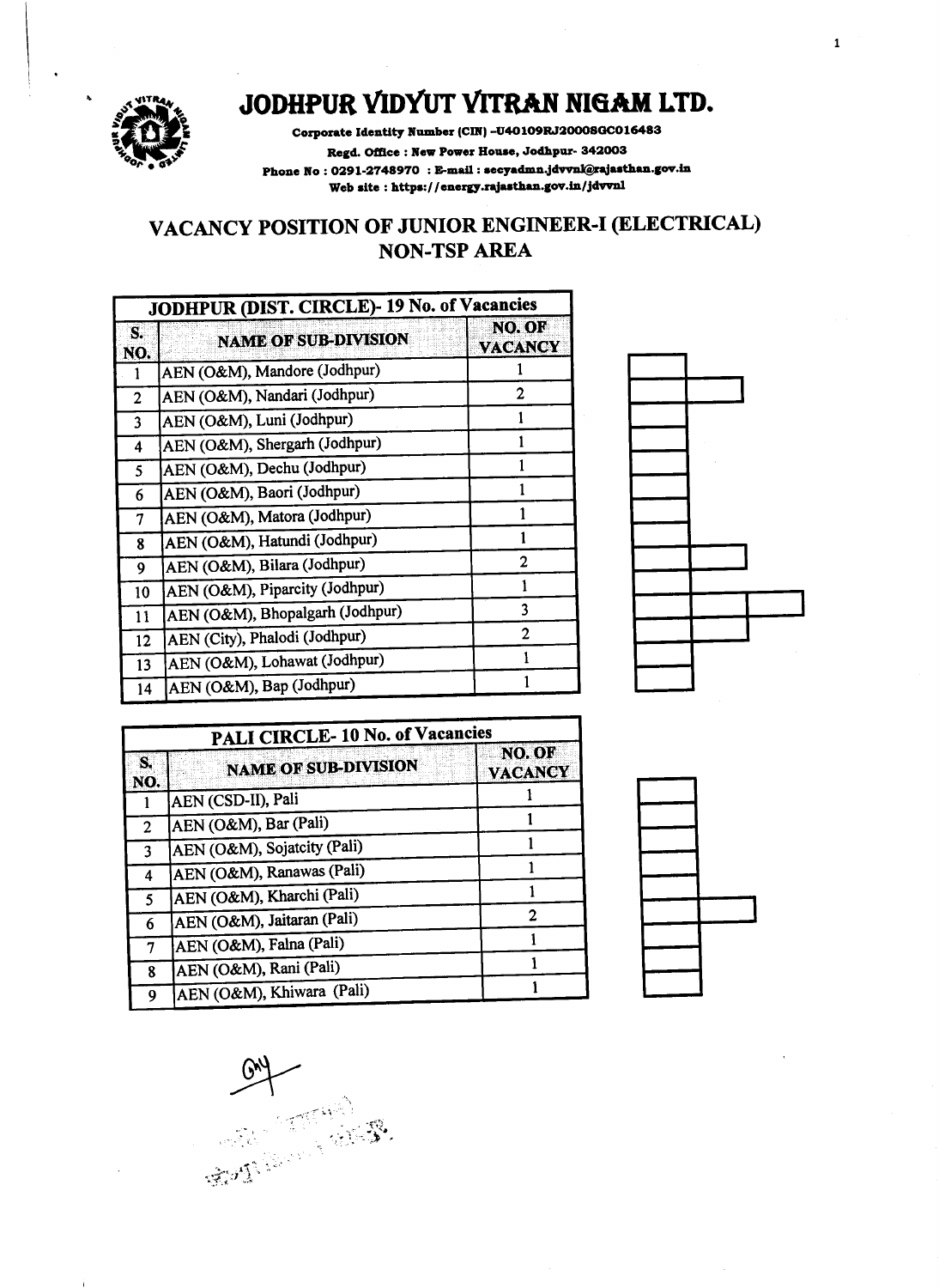# JODHPUR VIDYUT VITRAN NIGAM LTD.

**Corporate Identity Number (CIN) -U40109RJ2000SGC016483**

**Regd. Office : New Power House, Jodhpur- 342003**

**Phone No : 0291-2748970 : E-mail : secyadmn.jdvvnl@rajasthan.gov.in**

**Web site : https://energy.rajasthan.gov.in/jdvvnl**

## VACANCY POSITION OF JUNIOR ENGINEER-I (ELECTRICAL) NON-TSP AREA

| JODHPUR (DIST. CIRCLE)- 19 No. of Vacancies | | |
|---|---|---|
| **S. NO.** | **NAME OF SUB-DIVISION** | **NO. OF VACANCY** |
| 1 | AEN (O&M), Mandore (Jodhpur) | 1 |
| 2 | AEN (O&M), Nandari (Jodhpur) | 2 |
| 3 | AEN (O&M), Luni (Jodhpur) | 1 |
| 4 | AEN (O&M), Shergarh (Jodhpur) | 1 |
| 5 | AEN (O&M), Dechu (Jodhpur) | 1 |
| 6 | AEN (O&M), Baori (Jodhpur) | 1 |
| 7 | AEN (O&M), Matora (Jodhpur) | 1 |
| 8 | AEN (O&M), Hatundi (Jodhpur) | 1 |
| 9 | AEN (O&M), Bilara (Jodhpur) | 2 |
| 10 | AEN (O&M), Piparcity (Jodhpur) | 1 |
| 11 | AEN (O&M), Bhopalgarh (Jodhpur) | 3 |
| 12 | AEN (City), Phalodi (Jodhpur) | 2 |
| 13 | AEN (O&M), Lohawat (Jodhpur) | 1 |
| 14 | AEN (O&M), Bap (Jodhpur) | 1 |

| PALI CIRCLE- 10 No. of Vacancies | | |
|---|---|---|
| **S. NO.** | **NAME OF SUB-DIVISION** | **NO. OF VACANCY** |
| 1 | AEN (CSD-II), Pali | 1 |
| 2 | AEN (O&M), Bar (Pali) | 1 |
| 3 | AEN (O&M), Sojatcity (Pali) | 1 |
| 4 | AEN (O&M), Ranawas (Pali) | 1 |
| 5 | AEN (O&M), Kharchi (Pali) | 1 |
| 6 | AEN (O&M), Jaitaran (Pali) | 2 |
| 7 | AEN (O&M), Falna (Pali) | 1 |
| 8 | AEN (O&M), Rani (Pali) | 1 |
| 9 | AEN (O&M), Khiwara (Pali) | 1 |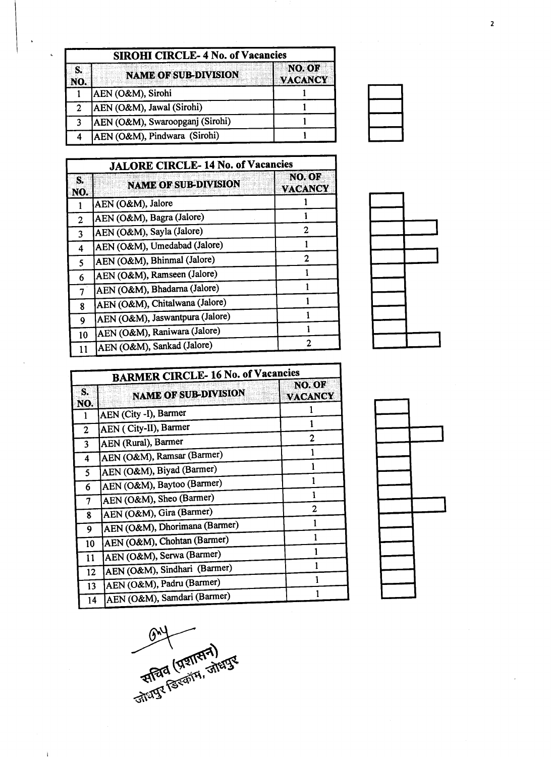| SIROHI CIRCLE- 4 No. of Vacancies | | |
|---|---|---|
| S. NO. | NAME OF SUB-DIVISION | NO. OF VACANCY |
| 1 | AEN (O&M), Sirohi | 1 |
| 2 | AEN (O&M), Jawal (Sirohi) | 1 |
| 3 | AEN (O&M), Swaroopganj (Sirohi) | 1 |
| 4 | AEN (O&M), Pindwara (Sirohi) | 1 |

| JALORE CIRCLE- 14 No. of Vacancies | | |
|---|---|---|
| S. NO. | NAME OF SUB-DIVISION | NO. OF VACANCY |
| 1 | AEN (O&M), Jalore | 1 |
| 2 | AEN (O&M), Bagra (Jalore) | 1 |
| 3 | AEN (O&M), Sayla (Jalore) | 2 |
| 4 | AEN (O&M), Umedabad (Jalore) | 1 |
| 5 | AEN (O&M), Bhinmal (Jalore) | 2 |
| 6 | AEN (O&M), Ramseen (Jalore) | 1 |
| 7 | AEN (O&M), Bhadarna (Jalore) | 1 |
| 8 | AEN (O&M), Chitalwana (Jalore) | 1 |
| 9 | AEN (O&M), Jaswantpura (Jalore) | 1 |
| 10 | AEN (O&M), Raniwara (Jalore) | 1 |
| 11 | AEN (O&M), Sankad (Jalore) | 2 |

| BARMER CIRCLE- 16 No. of Vacancies | | |
|---|---|---|
| S. NO. | NAME OF SUB-DIVISION | NO. OF VACANCY |
| 1 | AEN (City -I), Barmer | 1 |
| 2 | AEN ( City-II), Barmer | 1 |
| 3 | AEN (Rural), Barmer | 2 |
| 4 | AEN (O&M), Ramsar (Barmer) | 1 |
| 5 | AEN (O&M), Biyad (Barmer) | 1 |
| 6 | AEN (O&M), Baytoo (Barmer) | 1 |
| 7 | AEN (O&M), Sheo (Barmer) | 1 |
| 8 | AEN (O&M), Gira (Barmer) | 2 |
| 9 | AEN (O&M), Dhorimana (Barmer) | 1 |
| 10 | AEN (O&M), Chohtan (Barmer) | 1 |
| 11 | AEN (O&M), Serwa (Barmer) | 1 |
| 12 | AEN (O&M), Sindhari (Barmer) | 1 |
| 13 | AEN (O&M), Padru (Barmer) | 1 |
| 14 | AEN (O&M), Samdari (Barmer) | 1 |

सचिव (प्रशासन)
जोधपुर डिस्कॉम, जोधपुर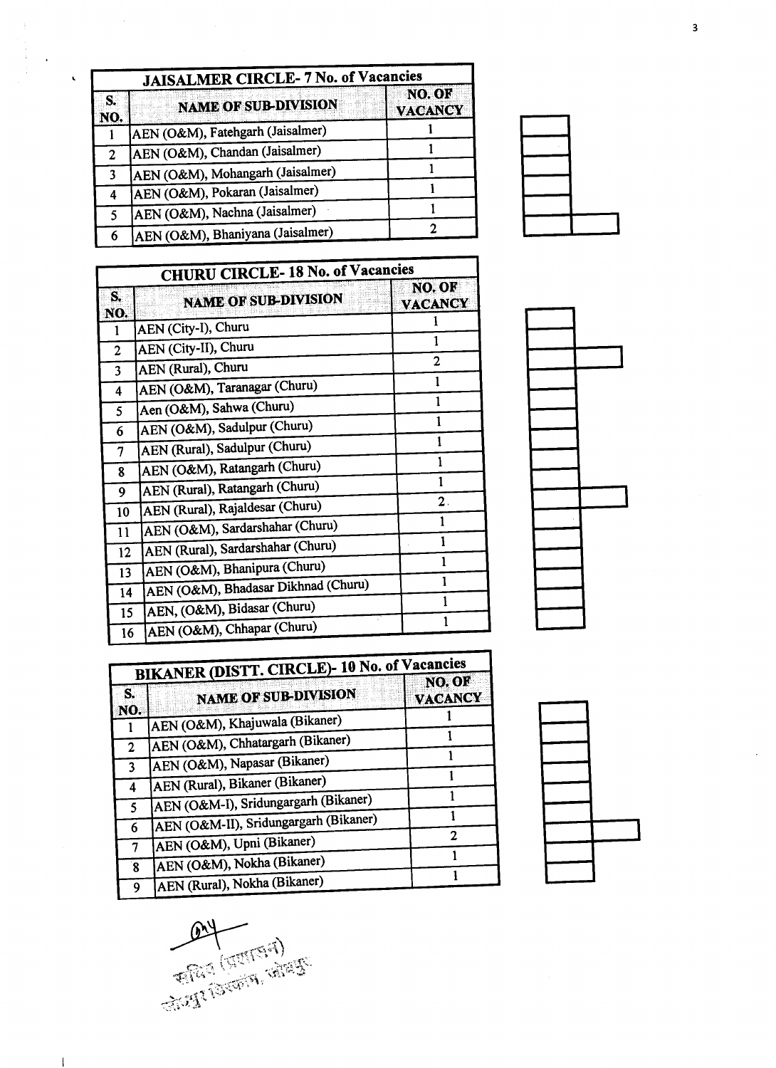| JAISALMER CIRCLE- 7 No. of Vacancies | | |
|---|---|---|
| S. NO. | NAME OF SUB-DIVISION | NO. OF VACANCY |
| 1 | AEN (O&M), Fatehgarh (Jaisalmer) | 1 |
| 2 | AEN (O&M), Chandan (Jaisalmer) | 1 |
| 3 | AEN (O&M), Mohangarh (Jaisalmer) | 1 |
| 4 | AEN (O&M), Pokaran (Jaisalmer) | 1 |
| 5 | AEN (O&M), Nachna (Jaisalmer) | 1 |
| 6 | AEN (O&M), Bhaniyana (Jaisalmer) | 2 |

| CHURU CIRCLE- 18 No. of Vacancies | | |
|---|---|---|
| S. NO. | NAME OF SUB-DIVISION | NO. OF VACANCY |
| 1 | AEN (City-I), Churu | 1 |
| 2 | AEN (City-II), Churu | 1 |
| 3 | AEN (Rural), Churu | 2 |
| 4 | AEN (O&M), Taranagar (Churu) | 1 |
| 5 | Aen (O&M), Sahwa (Churu) | 1 |
| 6 | AEN (O&M), Sadulpur (Churu) | 1 |
| 7 | AEN (Rural), Sadulpur (Churu) | 1 |
| 8 | AEN (O&M), Ratangarh (Churu) | 1 |
| 9 | AEN (Rural), Ratangarh (Churu) | 1 |
| 10 | AEN (Rural), Rajaldesar (Churu) | 2 |
| 11 | AEN (O&M), Sardarshahar (Churu) | 1 |
| 12 | AEN (Rural), Sardarshahar (Churu) | 1 |
| 13 | AEN (O&M), Bhanipura (Churu) | 1 |
| 14 | AEN (O&M), Bhadasar Dikhnad (Churu) | 1 |
| 15 | AEN, (O&M), Bidasar (Churu) | 1 |
| 16 | AEN (O&M), Chhapar (Churu) | 1 |

| BIKANER (DISTT. CIRCLE)- 10 No. of Vacancies | | |
|---|---|---|
| S. NO. | NAME OF SUB-DIVISION | NO. OF VACANCY |
| 1 | AEN (O&M), Khajuwala (Bikaner) | 1 |
| 2 | AEN (O&M), Chhatargarh (Bikaner) | 1 |
| 3 | AEN (O&M), Napasar (Bikaner) | 1 |
| 4 | AEN (Rural), Bikaner (Bikaner) | 1 |
| 5 | AEN (O&M-I), Sridungargarh (Bikaner) | 1 |
| 6 | AEN (O&M-II), Sridungargarh (Bikaner) | 1 |
| 7 | AEN (O&M), Upni (Bikaner) | 2 |
| 8 | AEN (O&M), Nokha (Bikaner) | 1 |
| 9 | AEN (Rural), Nokha (Bikaner) | 1 |

सचिव (प्रशासन)
जोधपुर डिस्कॉम, जोधपुर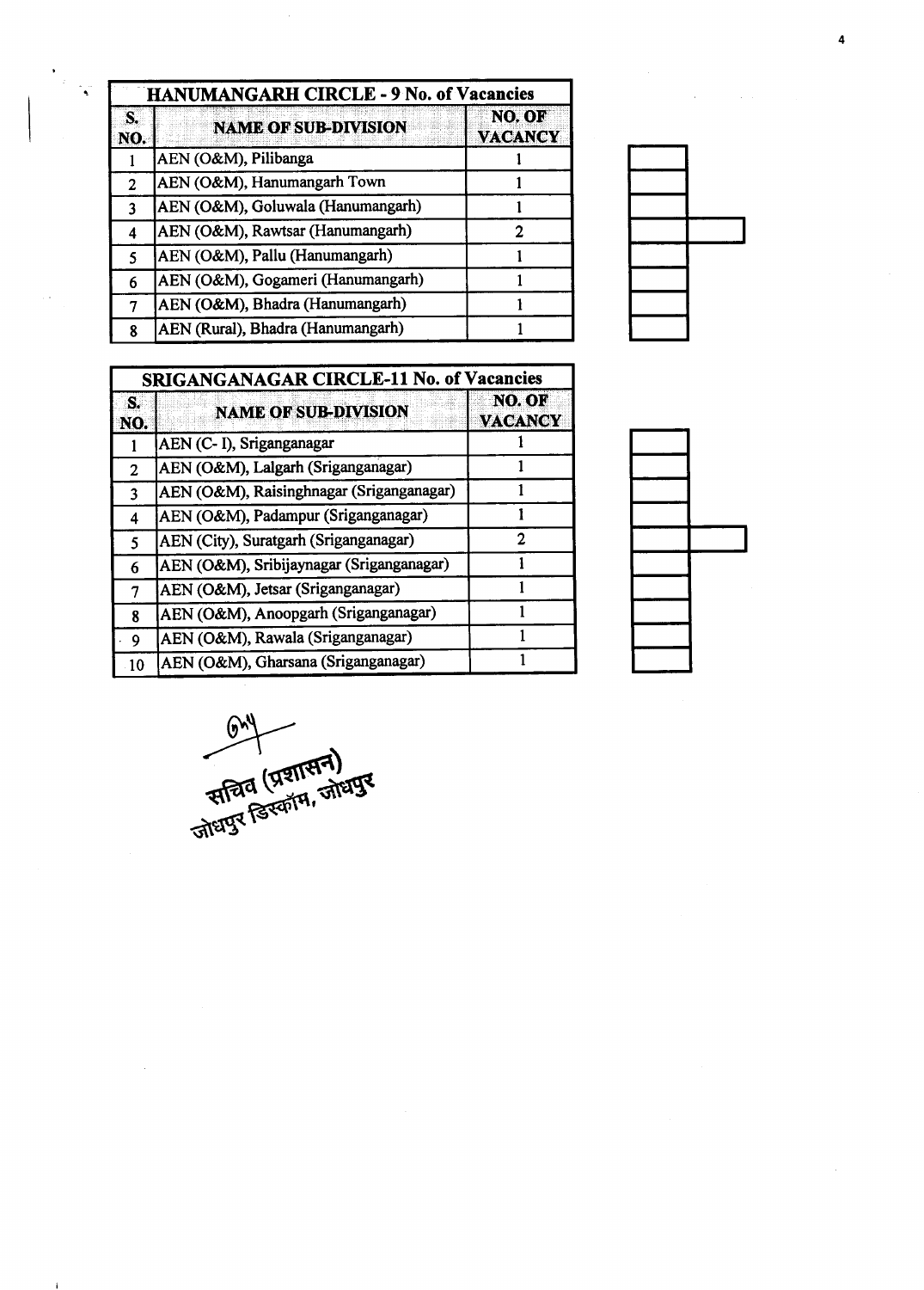| HANUMANGARH CIRCLE - 9 No. of Vacancies | | |
|---|---|---|
| **S. NO.** | **NAME OF SUB-DIVISION** | **NO. OF VACANCY** |
| 1 | AEN (O&M), Pilibanga | 1 |
| 2 | AEN (O&M), Hanumangarh Town | 1 |
| 3 | AEN (O&M), Goluwala (Hanumangarh) | 1 |
| 4 | AEN (O&M), Rawtsar (Hanumangarh) | 2 |
| 5 | AEN (O&M), Pallu (Hanumangarh) | 1 |
| 6 | AEN (O&M), Gogameri (Hanumangarh) | 1 |
| 7 | AEN (O&M), Bhadra (Hanumangarh) | 1 |
| 8 | AEN (Rural), Bhadra (Hanumangarh) | 1 |

| SRIGANGANAGAR CIRCLE-11 No. of Vacancies | | |
|---|---|---|
| **S. NO.** | **NAME OF SUB-DIVISION** | **NO. OF VACANCY** |
| 1 | AEN (C- I), Sriganganagar | 1 |
| 2 | AEN (O&M), Lalgarh (Sriganganagar) | 1 |
| 3 | AEN (O&M), Raisinghnagar (Sriganganagar) | 1 |
| 4 | AEN (O&M), Padampur (Sriganganagar) | 1 |
| 5 | AEN (City), Suratgarh (Sriganganagar) | 2 |
| 6 | AEN (O&M), Sribijaynagar (Sriganganagar) | 1 |
| 7 | AEN (O&M), Jetsar (Sriganganagar) | 1 |
| 8 | AEN (O&M), Anoopgarh (Sriganganagar) | 1 |
| 9 | AEN (O&M), Rawala (Sriganganagar) | 1 |
| 10 | AEN (O&M), Gharsana (Sriganganagar) | 1 |

सचिव (प्रशासन)
जोधपुर डिस्कॉम, जोधपुर